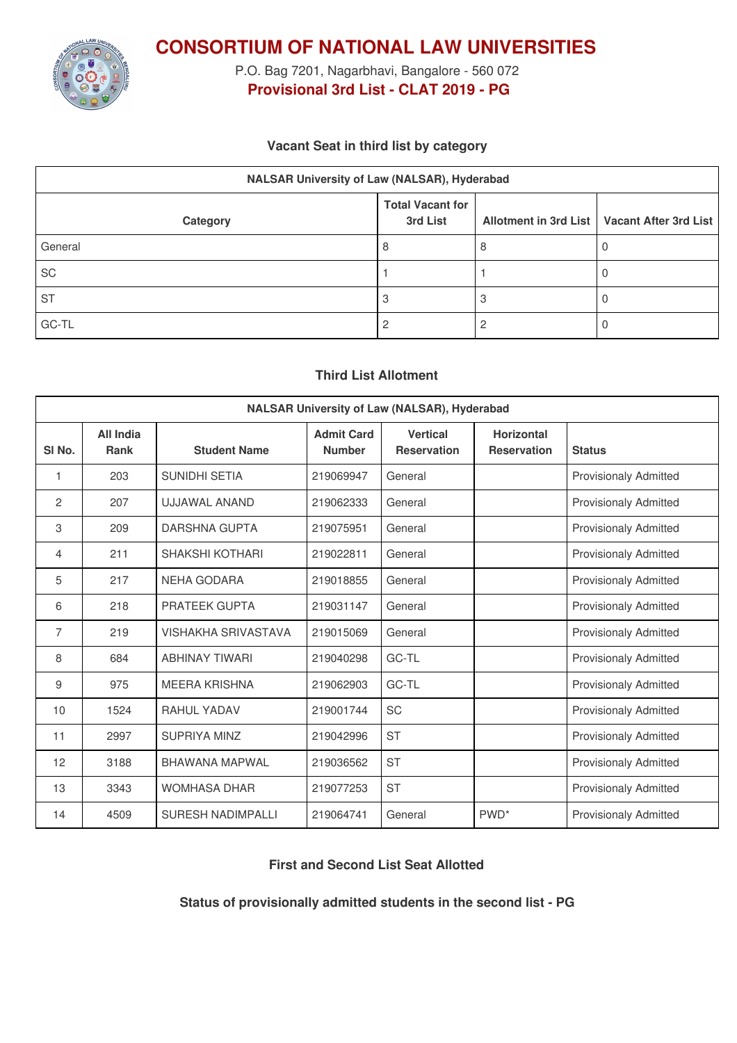# CONSORTIUM OF NATIONAL LAW UNIVERSITIES

P.O. Bag 7201, Nagarbhavi, Bangalore - 560 072

**Provisional 3rd List - CLAT 2019 - PG**

### Vacant Seat in third list by category

| NALSAR University of Law (NALSAR), Hyderabad | | | |
|---|---|---|---|
| Category | Total Vacant for 3rd List | Allotment in 3rd List | Vacant After 3rd List |
| General | 8 | 8 | 0 |
| SC | 1 | 1 | 0 |
| ST | 3 | 3 | 0 |
| GC-TL | 2 | 2 | 0 |

### Third List Allotment

| NALSAR University of Law (NALSAR), Hyderabad | | | | | | |
|---|---|---|---|---|---|---|
| Sl No. | All India Rank | Student Name | Admit Card Number | Vertical Reservation | Horizontal Reservation | Status |
| 1 | 203 | SUNIDHI SETIA | 219069947 | General | | Provisionaly Admitted |
| 2 | 207 | UJJAWAL ANAND | 219062333 | General | | Provisionaly Admitted |
| 3 | 209 | DARSHNA GUPTA | 219075951 | General | | Provisionaly Admitted |
| 4 | 211 | SHAKSHI KOTHARI | 219022811 | General | | Provisionaly Admitted |
| 5 | 217 | NEHA GODARA | 219018855 | General | | Provisionaly Admitted |
| 6 | 218 | PRATEEK GUPTA | 219031147 | General | | Provisionaly Admitted |
| 7 | 219 | VISHAKHA SRIVASTAVA | 219015069 | General | | Provisionaly Admitted |
| 8 | 684 | ABHINAY TIWARI | 219040298 | GC-TL | | Provisionaly Admitted |
| 9 | 975 | MEERA KRISHNA | 219062903 | GC-TL | | Provisionaly Admitted |
| 10 | 1524 | RAHUL YADAV | 219001744 | SC | | Provisionaly Admitted |
| 11 | 2997 | SUPRIYA MINZ | 219042996 | ST | | Provisionaly Admitted |
| 12 | 3188 | BHAWANA MAPWAL | 219036562 | ST | | Provisionaly Admitted |
| 13 | 3343 | WOMHASA DHAR | 219077253 | ST | | Provisionaly Admitted |
| 14 | 4509 | SURESH NADIMPALLI | 219064741 | General | PWD* | Provisionaly Admitted |

### First and Second List Seat Allotted

### Status of provisionally admitted students in the second list - PG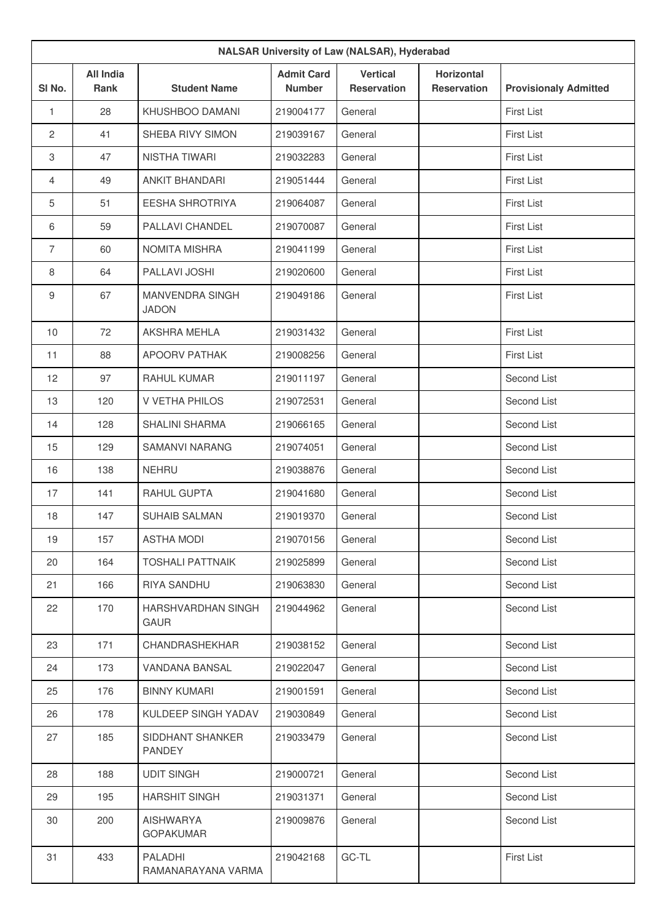| NALSAR University of Law (NALSAR), Hyderabad | | | | | | |
|---|---|---|---|---|---|---|
| Sl No. | All India Rank | Student Name | Admit Card Number | Vertical Reservation | Horizontal Reservation | Provisionaly Admitted |
| 1 | 28 | KHUSHBOO DAMANI | 219004177 | General | | First List |
| 2 | 41 | SHEBA RIVY SIMON | 219039167 | General | | First List |
| 3 | 47 | NISTHA TIWARI | 219032283 | General | | First List |
| 4 | 49 | ANKIT BHANDARI | 219051444 | General | | First List |
| 5 | 51 | EESHA SHROTRIYA | 219064087 | General | | First List |
| 6 | 59 | PALLAVI CHANDEL | 219070087 | General | | First List |
| 7 | 60 | NOMITA MISHRA | 219041199 | General | | First List |
| 8 | 64 | PALLAVI JOSHI | 219020600 | General | | First List |
| 9 | 67 | MANVENDRA SINGH JADON | 219049186 | General | | First List |
| 10 | 72 | AKSHRA MEHLA | 219031432 | General | | First List |
| 11 | 88 | APOORV PATHAK | 219008256 | General | | First List |
| 12 | 97 | RAHUL KUMAR | 219011197 | General | | Second List |
| 13 | 120 | V VETHA PHILOS | 219072531 | General | | Second List |
| 14 | 128 | SHALINI SHARMA | 219066165 | General | | Second List |
| 15 | 129 | SAMANVI NARANG | 219074051 | General | | Second List |
| 16 | 138 | NEHRU | 219038876 | General | | Second List |
| 17 | 141 | RAHUL GUPTA | 219041680 | General | | Second List |
| 18 | 147 | SUHAIB SALMAN | 219019370 | General | | Second List |
| 19 | 157 | ASTHA MODI | 219070156 | General | | Second List |
| 20 | 164 | TOSHALI PATTNAIK | 219025899 | General | | Second List |
| 21 | 166 | RIYA SANDHU | 219063830 | General | | Second List |
| 22 | 170 | HARSHVARDHAN SINGH GAUR | 219044962 | General | | Second List |
| 23 | 171 | CHANDRASHEKHAR | 219038152 | General | | Second List |
| 24 | 173 | VANDANA BANSAL | 219022047 | General | | Second List |
| 25 | 176 | BINNY KUMARI | 219001591 | General | | Second List |
| 26 | 178 | KULDEEP SINGH YADAV | 219030849 | General | | Second List |
| 27 | 185 | SIDDHANT SHANKER PANDEY | 219033479 | General | | Second List |
| 28 | 188 | UDIT SINGH | 219000721 | General | | Second List |
| 29 | 195 | HARSHIT SINGH | 219031371 | General | | Second List |
| 30 | 200 | AISHWARYA GOPAKUMAR | 219009876 | General | | Second List |
| 31 | 433 | PALADHI RAMANARAYANA VARMA | 219042168 | GC-TL | | First List |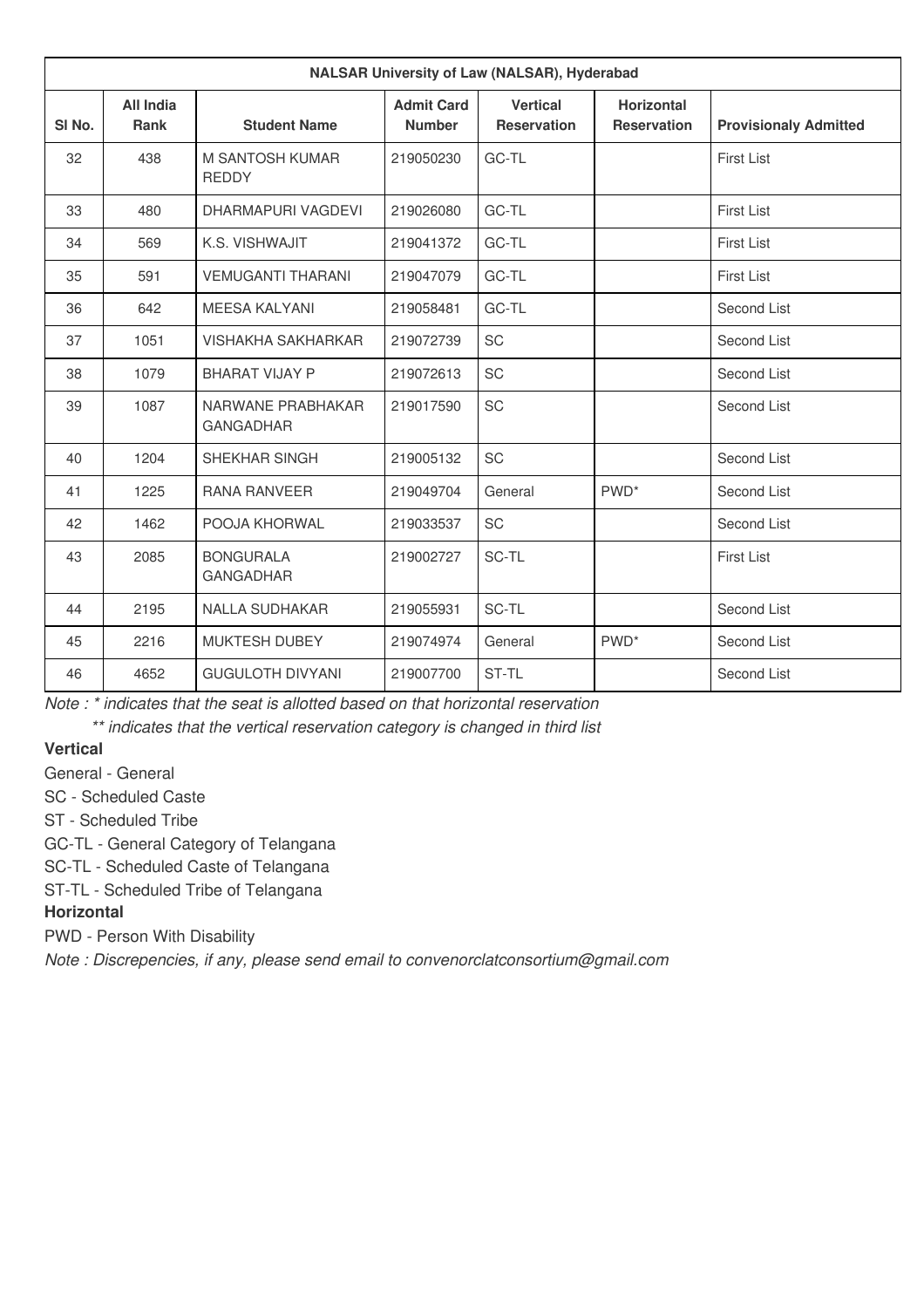| NALSAR University of Law (NALSAR), Hyderabad | | | | | | |
|---|---|---|---|---|---|---|
| Sl No. | All India Rank | Student Name | Admit Card Number | Vertical Reservation | Horizontal Reservation | Provisionaly Admitted |
| 32 | 438 | M SANTOSH KUMAR REDDY | 219050230 | GC-TL | | First List |
| 33 | 480 | DHARMAPURI VAGDEVI | 219026080 | GC-TL | | First List |
| 34 | 569 | K.S. VISHWAJIT | 219041372 | GC-TL | | First List |
| 35 | 591 | VEMUGANTI THARANI | 219047079 | GC-TL | | First List |
| 36 | 642 | MEESA KALYANI | 219058481 | GC-TL | | Second List |
| 37 | 1051 | VISHAKHA SAKHARKAR | 219072739 | SC | | Second List |
| 38 | 1079 | BHARAT VIJAY P | 219072613 | SC | | Second List |
| 39 | 1087 | NARWANE PRABHAKAR GANGADHAR | 219017590 | SC | | Second List |
| 40 | 1204 | SHEKHAR SINGH | 219005132 | SC | | Second List |
| 41 | 1225 | RANA RANVEER | 219049704 | General | PWD* | Second List |
| 42 | 1462 | POOJA KHORWAL | 219033537 | SC | | Second List |
| 43 | 2085 | BONGURALA GANGADHAR | 219002727 | SC-TL | | First List |
| 44 | 2195 | NALLA SUDHAKAR | 219055931 | SC-TL | | Second List |
| 45 | 2216 | MUKTESH DUBEY | 219074974 | General | PWD* | Second List |
| 46 | 4652 | GUGULOTH DIVYANI | 219007700 | ST-TL | | Second List |

*Note : * indicates that the seat is allotted based on that horizontal reservation*

*** indicates that the vertical reservation category is changed in third list*

**Vertical**

General - General

SC - Scheduled Caste

ST - Scheduled Tribe

GC-TL - General Category of Telangana

SC-TL - Scheduled Caste of Telangana

ST-TL - Scheduled Tribe of Telangana

**Horizontal**

PWD - Person With Disability

*Note : Discrepencies, if any, please send email to convenorclatconsortium@gmail.com*